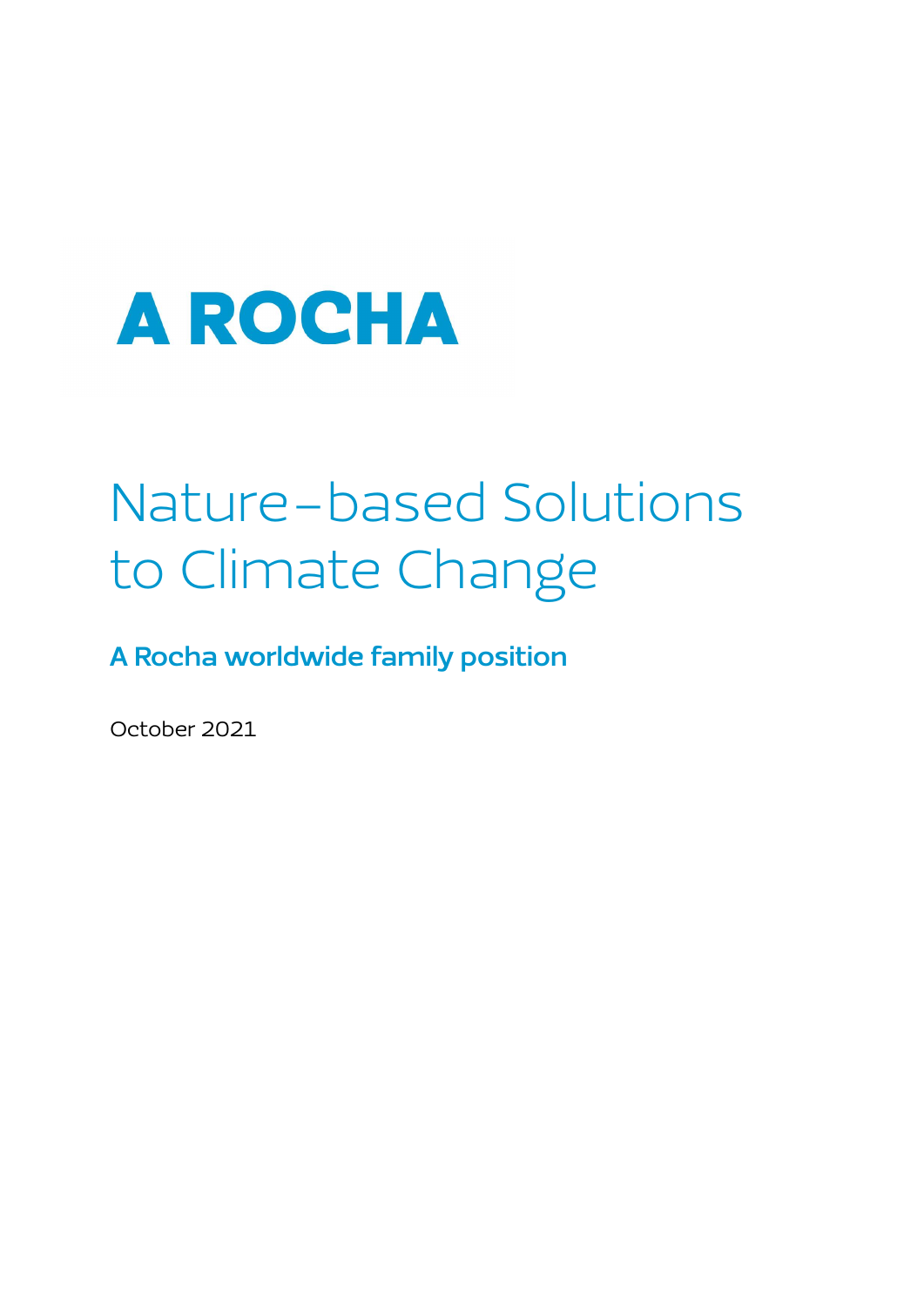A ROCHA

# Nature-based Solutions to Climate Change

**A Rocha worldwide family position**

October 2021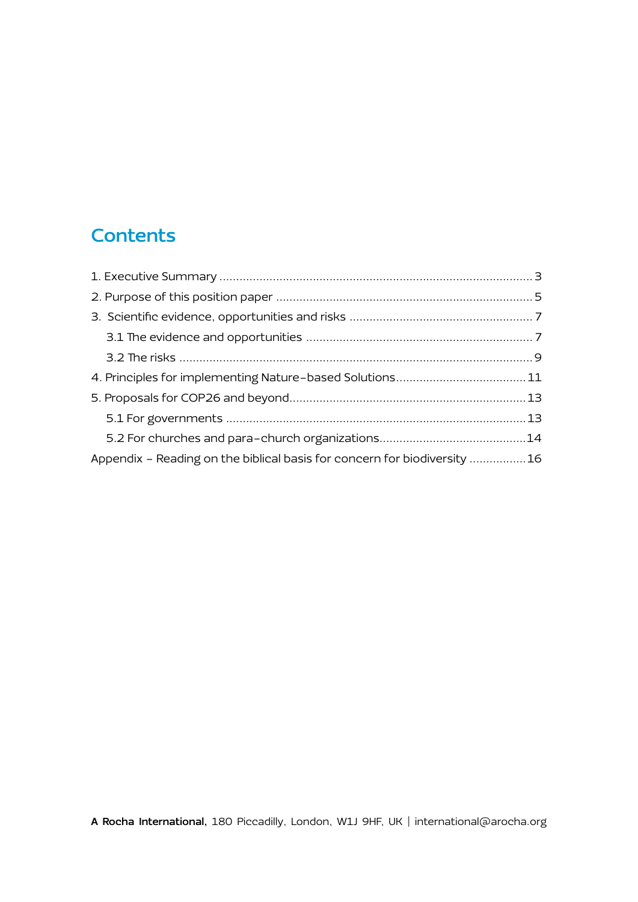## Contents

1. Executive Summary ........................................................................................... 3

2. Purpose of this position paper .......................................................................... 5

3. Scientific evidence, opportunities and risks ..................................................... 7

   3.1 The evidence and opportunities ................................................................... 7

   3.2 The risks ....................................................................................................... 9

4. Principles for implementing Nature-based Solutions ...................................... 11

5. Proposals for COP26 and beyond ................................................................... 13

   5.1 For governments ........................................................................................ 13

   5.2 For churches and para-church organizations ........................................... 14

Appendix – Reading on the biblical basis for concern for biodiversity ................ 16

**A Rocha International**, 180 Piccadilly, London, W1J 9HF, UK | international@arocha.org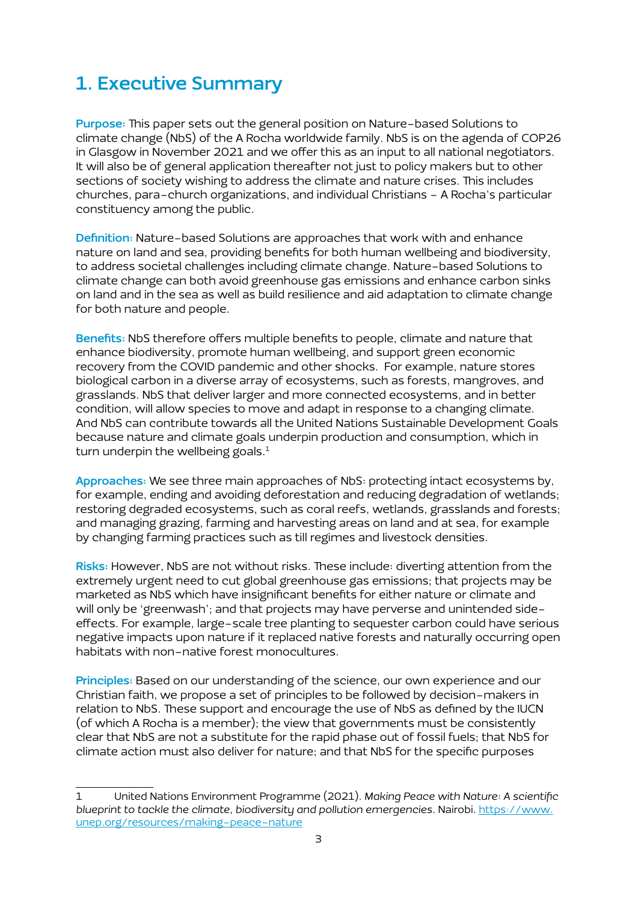# 1. Executive Summary

**Purpose:** This paper sets out the general position on Nature-based Solutions to climate change (NbS) of the A Rocha worldwide family. NbS is on the agenda of COP26 in Glasgow in November 2021 and we offer this as an input to all national negotiators. It will also be of general application thereafter not just to policy makers but to other sections of society wishing to address the climate and nature crises. This includes churches, para-church organizations, and individual Christians – A Rocha's particular constituency among the public.

**Definition:** Nature-based Solutions are approaches that work with and enhance nature on land and sea, providing benefits for both human wellbeing and biodiversity, to address societal challenges including climate change. Nature-based Solutions to climate change can both avoid greenhouse gas emissions and enhance carbon sinks on land and in the sea as well as build resilience and aid adaptation to climate change for both nature and people.

**Benefits:** NbS therefore offers multiple benefits to people, climate and nature that enhance biodiversity, promote human wellbeing, and support green economic recovery from the COVID pandemic and other shocks. For example, nature stores biological carbon in a diverse array of ecosystems, such as forests, mangroves, and grasslands. NbS that deliver larger and more connected ecosystems, and in better condition, will allow species to move and adapt in response to a changing climate. And NbS can contribute towards all the United Nations Sustainable Development Goals because nature and climate goals underpin production and consumption, which in turn underpin the wellbeing goals.[1]

**Approaches:** We see three main approaches of NbS: protecting intact ecosystems by, for example, ending and avoiding deforestation and reducing degradation of wetlands; restoring degraded ecosystems, such as coral reefs, wetlands, grasslands and forests; and managing grazing, farming and harvesting areas on land and at sea, for example by changing farming practices such as till regimes and livestock densities.

**Risks:** However, NbS are not without risks. These include: diverting attention from the extremely urgent need to cut global greenhouse gas emissions; that projects may be marketed as NbS which have insignificant benefits for either nature or climate and will only be 'greenwash'; and that projects may have perverse and unintended side-effects. For example, large-scale tree planting to sequester carbon could have serious negative impacts upon nature if it replaced native forests and naturally occurring open habitats with non-native forest monocultures.

**Principles:** Based on our understanding of the science, our own experience and our Christian faith, we propose a set of principles to be followed by decision-makers in relation to NbS. These support and encourage the use of NbS as defined by the IUCN (of which A Rocha is a member); the view that governments must be consistently clear that NbS are not a substitute for the rapid phase out of fossil fuels; that NbS for climate action must also deliver for nature; and that NbS for the specific purposes

---

1 United Nations Environment Programme (2021). *Making Peace with Nature: A scientific blueprint to tackle the climate, biodiversity and pollution emergencies*. Nairobi. https://www.unep.org/resources/making-peace-nature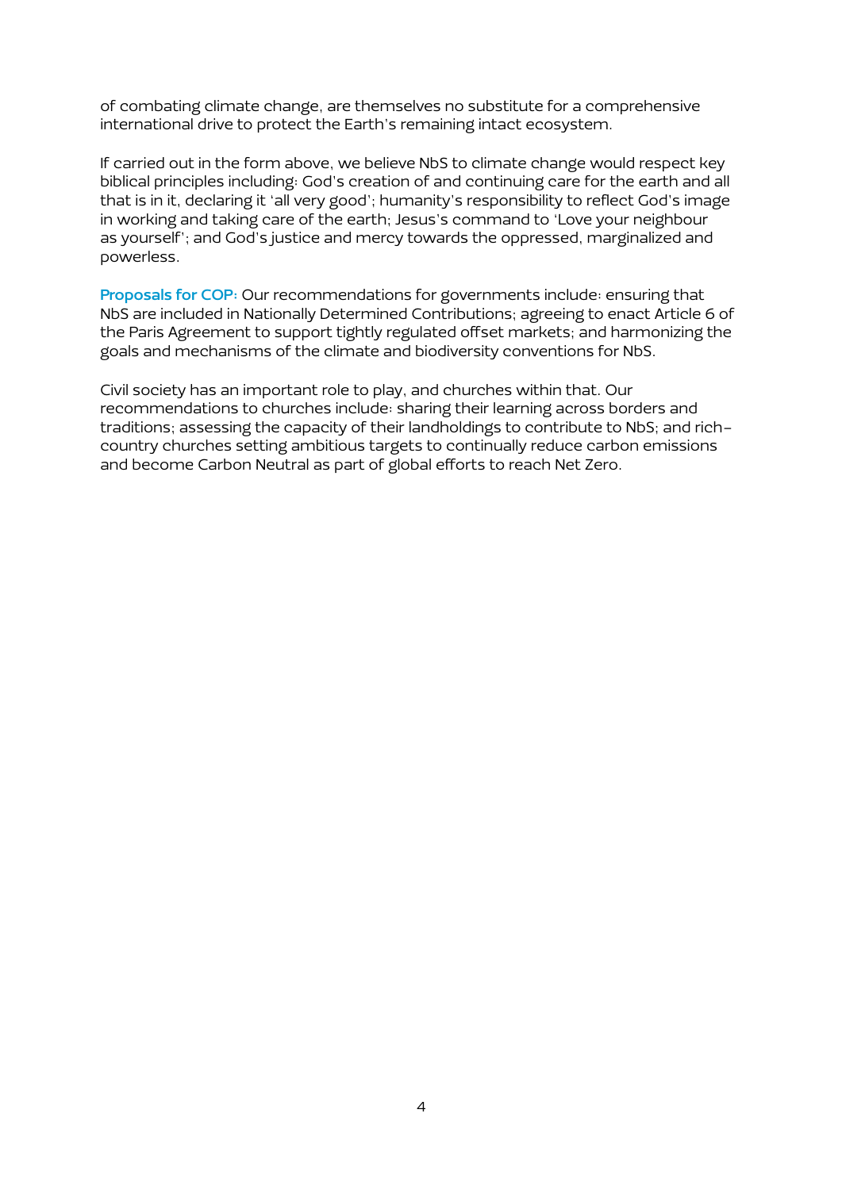of combating climate change, are themselves no substitute for a comprehensive international drive to protect the Earth's remaining intact ecosystem.

If carried out in the form above, we believe NbS to climate change would respect key biblical principles including: God's creation of and continuing care for the earth and all that is in it, declaring it 'all very good'; humanity's responsibility to reflect God's image in working and taking care of the earth; Jesus's command to 'Love your neighbour as yourself'; and God's justice and mercy towards the oppressed, marginalized and powerless.

**Proposals for COP:** Our recommendations for governments include: ensuring that NbS are included in Nationally Determined Contributions; agreeing to enact Article 6 of the Paris Agreement to support tightly regulated offset markets; and harmonizing the goals and mechanisms of the climate and biodiversity conventions for NbS.

Civil society has an important role to play, and churches within that. Our recommendations to churches include: sharing their learning across borders and traditions; assessing the capacity of their landholdings to contribute to NbS; and rich-country churches setting ambitious targets to continually reduce carbon emissions and become Carbon Neutral as part of global efforts to reach Net Zero.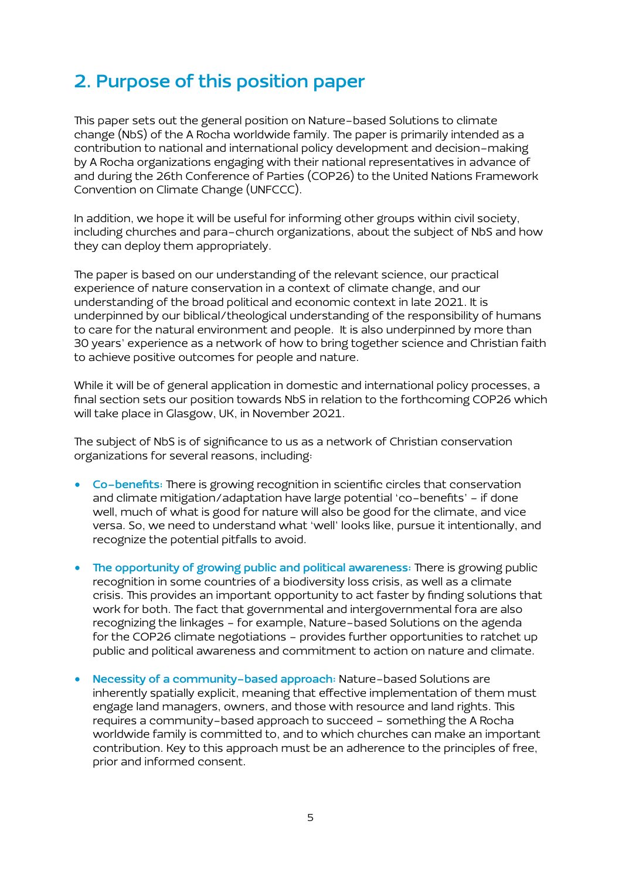## 2. Purpose of this position paper

This paper sets out the general position on Nature-based Solutions to climate change (NbS) of the A Rocha worldwide family. The paper is primarily intended as a contribution to national and international policy development and decision-making by A Rocha organizations engaging with their national representatives in advance of and during the 26th Conference of Parties (COP26) to the United Nations Framework Convention on Climate Change (UNFCCC).

In addition, we hope it will be useful for informing other groups within civil society, including churches and para-church organizations, about the subject of NbS and how they can deploy them appropriately.

The paper is based on our understanding of the relevant science, our practical experience of nature conservation in a context of climate change, and our understanding of the broad political and economic context in late 2021. It is underpinned by our biblical/theological understanding of the responsibility of humans to care for the natural environment and people. It is also underpinned by more than 30 years' experience as a network of how to bring together science and Christian faith to achieve positive outcomes for people and nature.

While it will be of general application in domestic and international policy processes, a final section sets our position towards NbS in relation to the forthcoming COP26 which will take place in Glasgow, UK, in November 2021.

The subject of NbS is of significance to us as a network of Christian conservation organizations for several reasons, including:

- **Co-benefits:** There is growing recognition in scientific circles that conservation and climate mitigation/adaptation have large potential 'co-benefits' – if done well, much of what is good for nature will also be good for the climate, and vice versa. So, we need to understand what 'well' looks like, pursue it intentionally, and recognize the potential pitfalls to avoid.
- **The opportunity of growing public and political awareness:** There is growing public recognition in some countries of a biodiversity loss crisis, as well as a climate crisis. This provides an important opportunity to act faster by finding solutions that work for both. The fact that governmental and intergovernmental fora are also recognizing the linkages – for example, Nature-based Solutions on the agenda for the COP26 climate negotiations – provides further opportunities to ratchet up public and political awareness and commitment to action on nature and climate.
- **Necessity of a community-based approach:** Nature-based Solutions are inherently spatially explicit, meaning that effective implementation of them must engage land managers, owners, and those with resource and land rights. This requires a community-based approach to succeed – something the A Rocha worldwide family is committed to, and to which churches can make an important contribution. Key to this approach must be an adherence to the principles of free, prior and informed consent.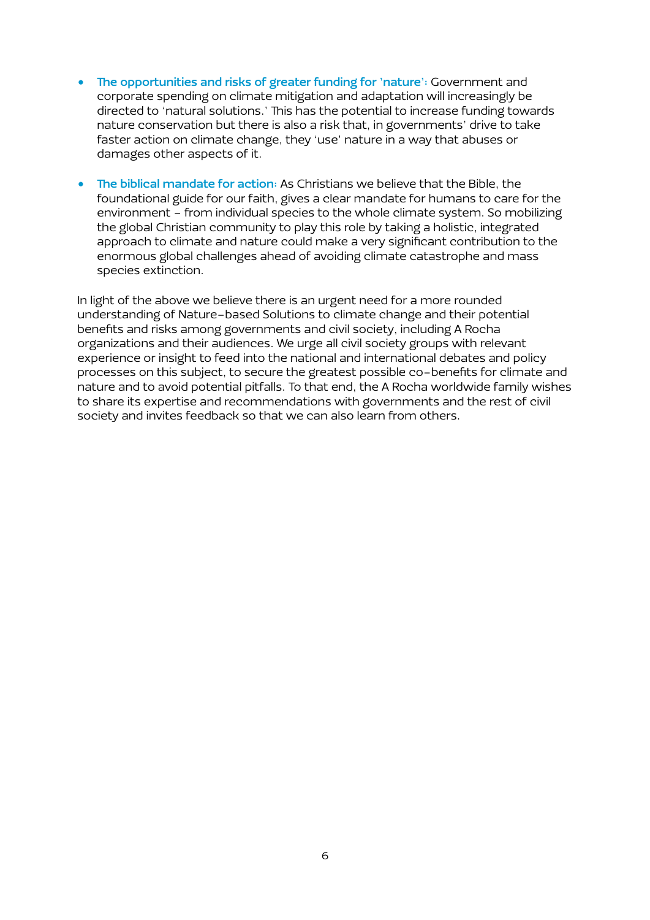- **The opportunities and risks of greater funding for 'nature':** Government and corporate spending on climate mitigation and adaptation will increasingly be directed to 'natural solutions.' This has the potential to increase funding towards nature conservation but there is also a risk that, in governments' drive to take faster action on climate change, they 'use' nature in a way that abuses or damages other aspects of it.

- **The biblical mandate for action:** As Christians we believe that the Bible, the foundational guide for our faith, gives a clear mandate for humans to care for the environment – from individual species to the whole climate system. So mobilizing the global Christian community to play this role by taking a holistic, integrated approach to climate and nature could make a very significant contribution to the enormous global challenges ahead of avoiding climate catastrophe and mass species extinction.

In light of the above we believe there is an urgent need for a more rounded understanding of Nature-based Solutions to climate change and their potential benefits and risks among governments and civil society, including A Rocha organizations and their audiences. We urge all civil society groups with relevant experience or insight to feed into the national and international debates and policy processes on this subject, to secure the greatest possible co-benefits for climate and nature and to avoid potential pitfalls. To that end, the A Rocha worldwide family wishes to share its expertise and recommendations with governments and the rest of civil society and invites feedback so that we can also learn from others.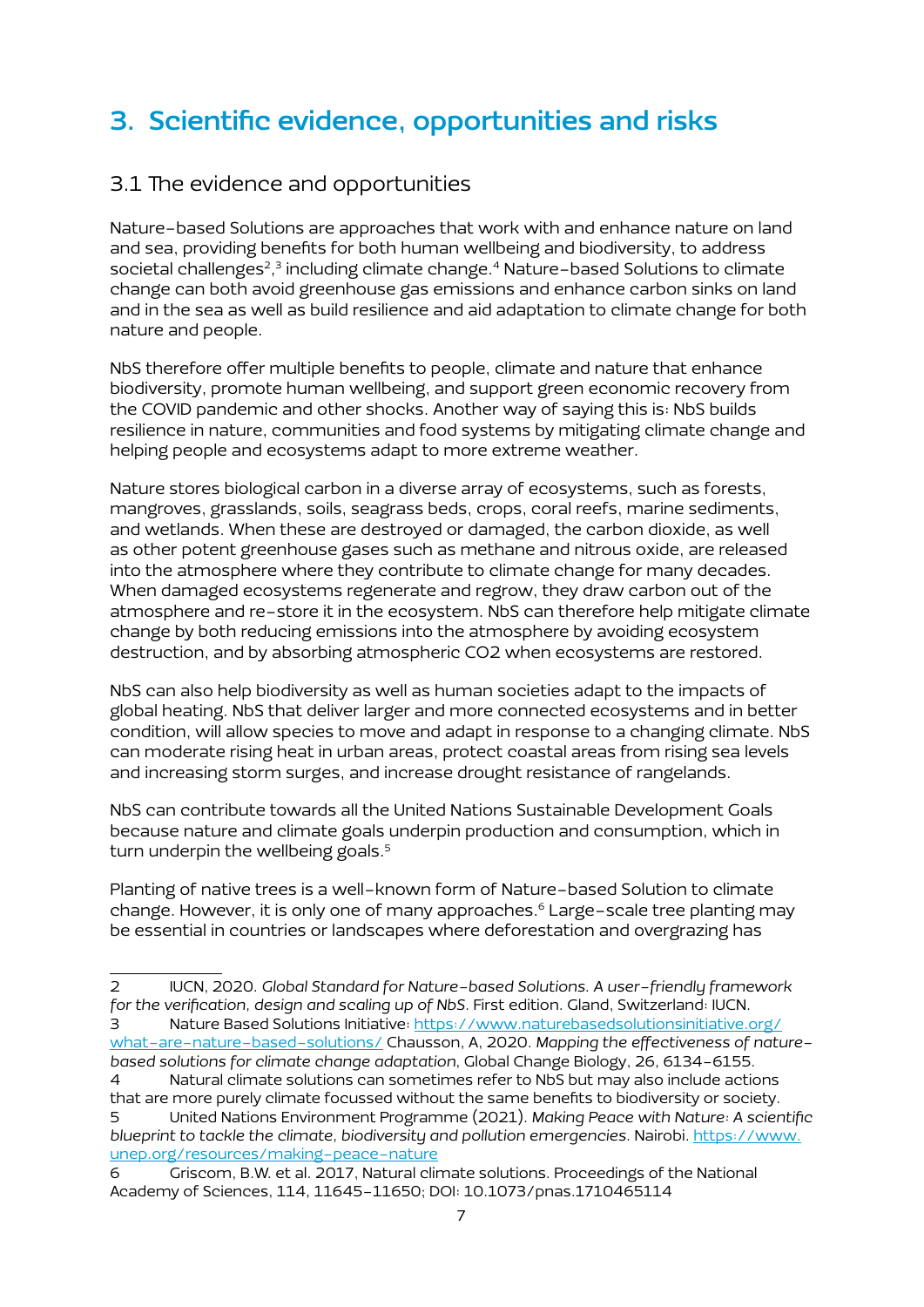# 3. Scientific evidence, opportunities and risks

## 3.1 The evidence and opportunities

Nature-based Solutions are approaches that work with and enhance nature on land and sea, providing benefits for both human wellbeing and biodiversity, to address societal challenges[2],[3] including climate change.[4] Nature-based Solutions to climate change can both avoid greenhouse gas emissions and enhance carbon sinks on land and in the sea as well as build resilience and aid adaptation to climate change for both nature and people.

NbS therefore offer multiple benefits to people, climate and nature that enhance biodiversity, promote human wellbeing, and support green economic recovery from the COVID pandemic and other shocks. Another way of saying this is: NbS builds resilience in nature, communities and food systems by mitigating climate change and helping people and ecosystems adapt to more extreme weather.

Nature stores biological carbon in a diverse array of ecosystems, such as forests, mangroves, grasslands, soils, seagrass beds, crops, coral reefs, marine sediments, and wetlands. When these are destroyed or damaged, the carbon dioxide, as well as other potent greenhouse gases such as methane and nitrous oxide, are released into the atmosphere where they contribute to climate change for many decades. When damaged ecosystems regenerate and regrow, they draw carbon out of the atmosphere and re-store it in the ecosystem. NbS can therefore help mitigate climate change by both reducing emissions into the atmosphere by avoiding ecosystem destruction, and by absorbing atmospheric CO2 when ecosystems are restored.

NbS can also help biodiversity as well as human societies adapt to the impacts of global heating. NbS that deliver larger and more connected ecosystems and in better condition, will allow species to move and adapt in response to a changing climate. NbS can moderate rising heat in urban areas, protect coastal areas from rising sea levels and increasing storm surges, and increase drought resistance of rangelands.

NbS can contribute towards all the United Nations Sustainable Development Goals because nature and climate goals underpin production and consumption, which in turn underpin the wellbeing goals.[5]

Planting of native trees is a well-known form of Nature-based Solution to climate change. However, it is only one of many approaches.[6] Large-scale tree planting may be essential in countries or landscapes where deforestation and overgrazing has

---

2 IUCN, 2020. *Global Standard for Nature-based Solutions. A user-friendly framework for the verification, design and scaling up of NbS*. First edition. Gland, Switzerland: IUCN.

3 Nature Based Solutions Initiative: https://www.naturebasedsolutionsinitiative.org/what-are-nature-based-solutions/ Chausson, A, 2020. *Mapping the effectiveness of nature-based solutions for climate change adaptation*, Global Change Biology, 26, 6134-6155.

4 Natural climate solutions can sometimes refer to NbS but may also include actions that are more purely climate focussed without the same benefits to biodiversity or society.

5 United Nations Environment Programme (2021). *Making Peace with Nature: A scientific blueprint to tackle the climate, biodiversity and pollution emergencies*. Nairobi. https://www.unep.org/resources/making-peace-nature

6 Griscom, B.W. et al. 2017, Natural climate solutions. Proceedings of the National Academy of Sciences, 114, 11645-11650; DOI: 10.1073/pnas.1710465114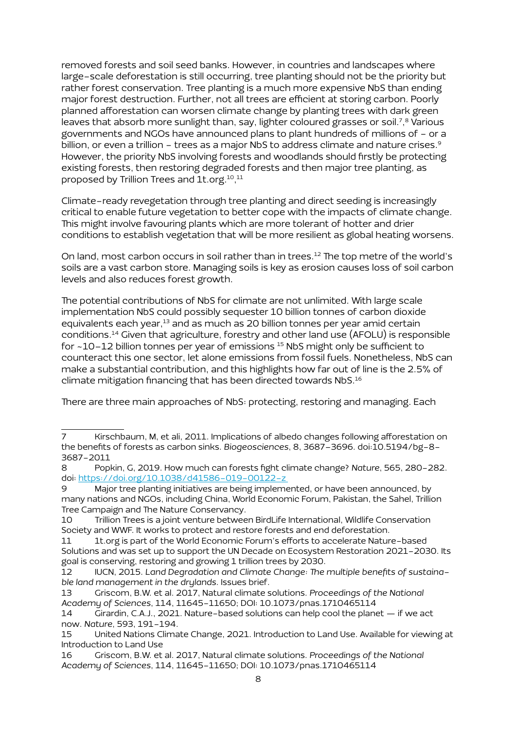removed forests and soil seed banks. However, in countries and landscapes where large-scale deforestation is still occurring, tree planting should not be the priority but rather forest conservation. Tree planting is a much more expensive NbS than ending major forest destruction. Further, not all trees are efficient at storing carbon. Poorly planned afforestation can worsen climate change by planting trees with dark green leaves that absorb more sunlight than, say, lighter coloured grasses or soil.[7],[8] Various governments and NGOs have announced plans to plant hundreds of millions of – or a billion, or even a trillion – trees as a major NbS to address climate and nature crises.[9] However, the priority NbS involving forests and woodlands should firstly be protecting existing forests, then restoring degraded forests and then major tree planting, as proposed by Trillion Trees and 1t.org.[10],[11]

Climate-ready revegetation through tree planting and direct seeding is increasingly critical to enable future vegetation to better cope with the impacts of climate change. This might involve favouring plants which are more tolerant of hotter and drier conditions to establish vegetation that will be more resilient as global heating worsens.

On land, most carbon occurs in soil rather than in trees.[12] The top metre of the world's soils are a vast carbon store. Managing soils is key as erosion causes loss of soil carbon levels and also reduces forest growth.

The potential contributions of NbS for climate are not unlimited. With large scale implementation NbS could possibly sequester 10 billion tonnes of carbon dioxide equivalents each year,[13] and as much as 20 billion tonnes per year amid certain conditions.[14] Given that agriculture, forestry and other land use (AFOLU) is responsible for ~10-12 billion tonnes per year of emissions [15] NbS might only be sufficient to counteract this one sector, let alone emissions from fossil fuels. Nonetheless, NbS can make a substantial contribution, and this highlights how far out of line is the 2.5% of climate mitigation financing that has been directed towards NbS.[16]

There are three main approaches of NbS: protecting, restoring and managing. Each

---

7 Kirschbaum, M, et ali, 2011. Implications of albedo changes following afforestation on the benefits of forests as carbon sinks. *Biogeosciences*, 8, 3687-3696. doi:10.5194/bg-8-3687-2011

8 Popkin, G, 2019. How much can forests fight climate change? *Nature*, 565, 280-282. doi: https://doi.org/10.1038/d41586-019-00122-z

9 Major tree planting initiatives are being implemented, or have been announced, by many nations and NGOs, including China, World Economic Forum, Pakistan, the Sahel, Trillion Tree Campaign and The Nature Conservancy.

10 Trillion Trees is a joint venture between BirdLife International, Wildlife Conservation Society and WWF. It works to protect and restore forests and end deforestation.

11 1t.org is part of the World Economic Forum's efforts to accelerate Nature-based Solutions and was set up to support the UN Decade on Ecosystem Restoration 2021-2030. Its goal is conserving, restoring and growing 1 trillion trees by 2030.

12 IUCN, 2015. *Land Degradation and Climate Change: The multiple benefits of sustainable land management in the drylands*. Issues brief.

13 Griscom, B.W. et al. 2017, Natural climate solutions. *Proceedings of the National Academy of Sciences*, 114, 11645-11650; DOI: 10.1073/pnas.1710465114

14 Girardin, C.A.J., 2021. Nature-based solutions can help cool the planet — if we act now. *Nature*, 593, 191-194.

15 United Nations Climate Change, 2021. Introduction to Land Use. Available for viewing at Introduction to Land Use

16 Griscom, B.W. et al. 2017, Natural climate solutions. *Proceedings of the National Academy of Sciences*, 114, 11645-11650; DOI: 10.1073/pnas.1710465114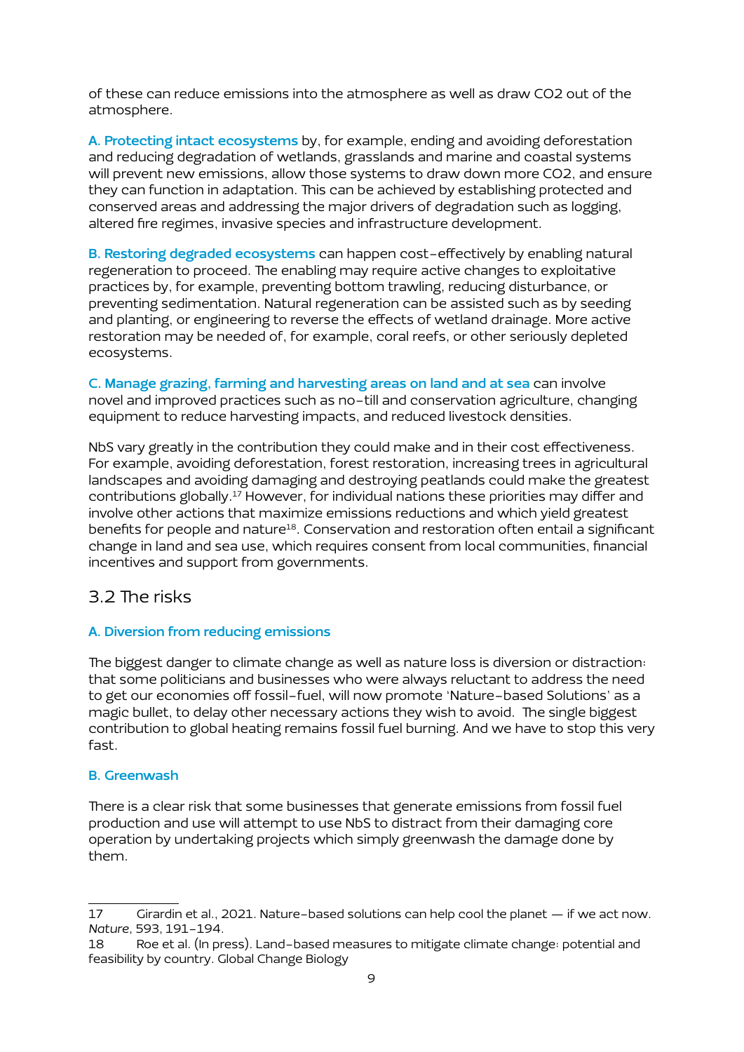of these can reduce emissions into the atmosphere as well as draw $CO_2$ out of the atmosphere.

**A. Protecting intact ecosystems** by, for example, ending and avoiding deforestation and reducing degradation of wetlands, grasslands and marine and coastal systems will prevent new emissions, allow those systems to draw down more $CO_2$, and ensure they can function in adaptation. This can be achieved by establishing protected and conserved areas and addressing the major drivers of degradation such as logging, altered fire regimes, invasive species and infrastructure development.

**B. Restoring degraded ecosystems** can happen cost-effectively by enabling natural regeneration to proceed. The enabling may require active changes to exploitative practices by, for example, preventing bottom trawling, reducing disturbance, or preventing sedimentation. Natural regeneration can be assisted such as by seeding and planting, or engineering to reverse the effects of wetland drainage. More active restoration may be needed of, for example, coral reefs, or other seriously depleted ecosystems.

**C. Manage grazing, farming and harvesting areas on land and at sea** can involve novel and improved practices such as no-till and conservation agriculture, changing equipment to reduce harvesting impacts, and reduced livestock densities.

NbS vary greatly in the contribution they could make and in their cost effectiveness. For example, avoiding deforestation, forest restoration, increasing trees in agricultural landscapes and avoiding damaging and destroying peatlands could make the greatest contributions globally.[17] However, for individual nations these priorities may differ and involve other actions that maximize emissions reductions and which yield greatest benefits for people and nature[18]. Conservation and restoration often entail a significant change in land and sea use, which requires consent from local communities, financial incentives and support from governments.

## 3.2 The risks

### A. Diversion from reducing emissions

The biggest danger to climate change as well as nature loss is diversion or distraction: that some politicians and businesses who were always reluctant to address the need to get our economies off fossil-fuel, will now promote 'Nature-based Solutions' as a magic bullet, to delay other necessary actions they wish to avoid. The single biggest contribution to global heating remains fossil fuel burning. And we have to stop this very fast.

### B. Greenwash

There is a clear risk that some businesses that generate emissions from fossil fuel production and use will attempt to use NbS to distract from their damaging core operation by undertaking projects which simply greenwash the damage done by them.

---

17 Girardin et al., 2021. Nature-based solutions can help cool the planet — if we act now. *Nature*, 593, 191-194.

18 Roe et al. (In press). Land-based measures to mitigate climate change: potential and feasibility by country. Global Change Biology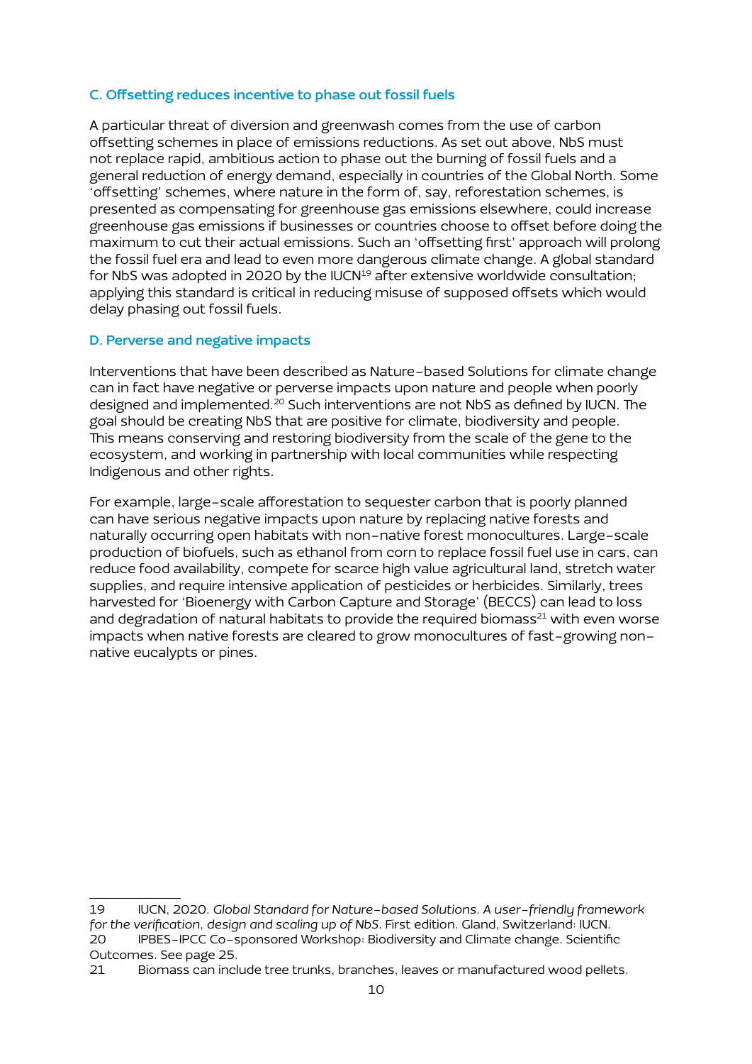### C. Offsetting reduces incentive to phase out fossil fuels

A particular threat of diversion and greenwash comes from the use of carbon offsetting schemes in place of emissions reductions. As set out above, NbS must not replace rapid, ambitious action to phase out the burning of fossil fuels and a general reduction of energy demand, especially in countries of the Global North. Some 'offsetting' schemes, where nature in the form of, say, reforestation schemes, is presented as compensating for greenhouse gas emissions elsewhere, could increase greenhouse gas emissions if businesses or countries choose to offset before doing the maximum to cut their actual emissions. Such an 'offsetting first' approach will prolong the fossil fuel era and lead to even more dangerous climate change. A global standard for NbS was adopted in 2020 by the IUCN[19] after extensive worldwide consultation; applying this standard is critical in reducing misuse of supposed offsets which would delay phasing out fossil fuels.

### D. Perverse and negative impacts

Interventions that have been described as Nature-based Solutions for climate change can in fact have negative or perverse impacts upon nature and people when poorly designed and implemented.[20] Such interventions are not NbS as defined by IUCN. The goal should be creating NbS that are positive for climate, biodiversity and people. This means conserving and restoring biodiversity from the scale of the gene to the ecosystem, and working in partnership with local communities while respecting Indigenous and other rights.

For example, large-scale afforestation to sequester carbon that is poorly planned can have serious negative impacts upon nature by replacing native forests and naturally occurring open habitats with non-native forest monocultures. Large-scale production of biofuels, such as ethanol from corn to replace fossil fuel use in cars, can reduce food availability, compete for scarce high value agricultural land, stretch water supplies, and require intensive application of pesticides or herbicides. Similarly, trees harvested for 'Bioenergy with Carbon Capture and Storage' (BECCS) can lead to loss and degradation of natural habitats to provide the required biomass[21] with even worse impacts when native forests are cleared to grow monocultures of fast-growing non-native eucalypts or pines.

---

19 IUCN, 2020. *Global Standard for Nature-based Solutions. A user-friendly framework for the verification, design and scaling up of NbS*. First edition. Gland, Switzerland: IUCN.

20 IPBES-IPCC Co-sponsored Workshop: Biodiversity and Climate change. Scientific Outcomes. See page 25.

21 Biomass can include tree trunks, branches, leaves or manufactured wood pellets.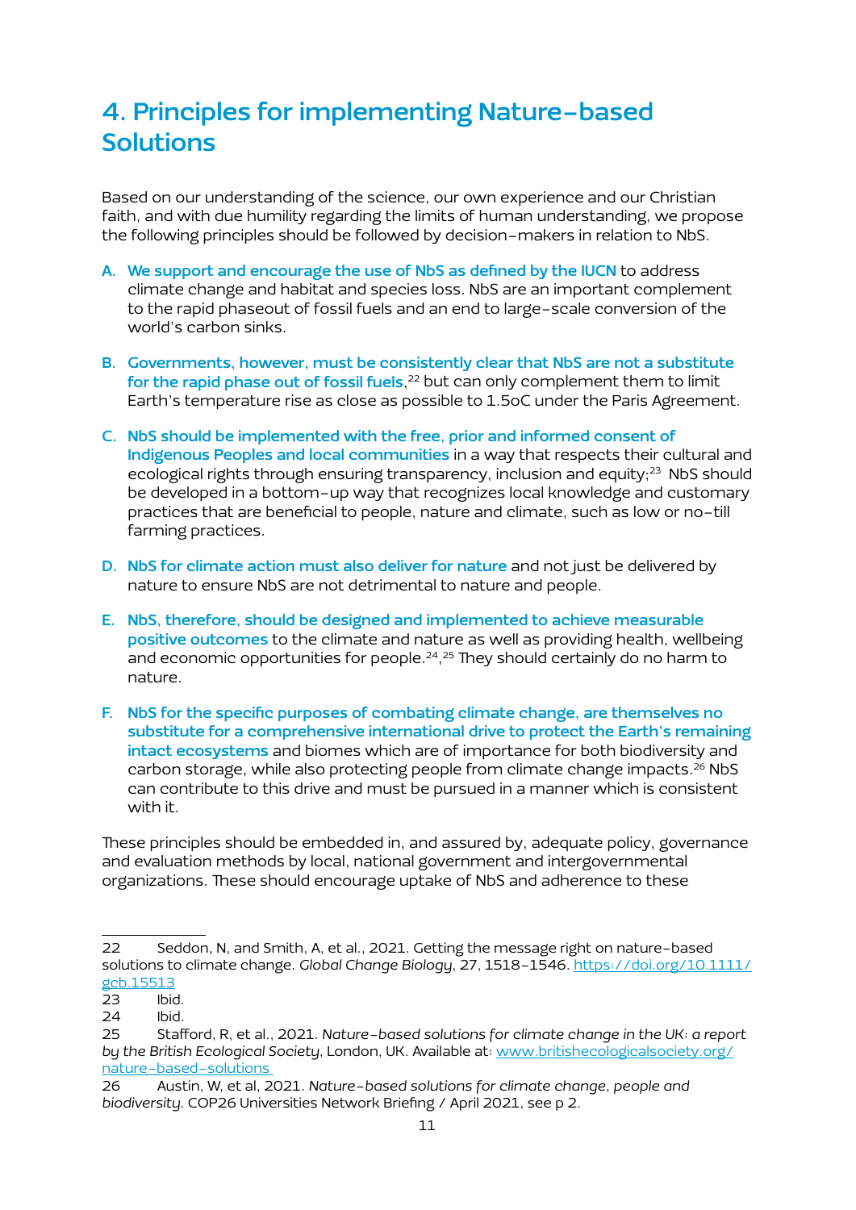# 4. Principles for implementing Nature-based Solutions

Based on our understanding of the science, our own experience and our Christian faith, and with due humility regarding the limits of human understanding, we propose the following principles should be followed by decision-makers in relation to NbS.

A. **We support and encourage the use of NbS as defined by the IUCN** to address climate change and habitat and species loss. NbS are an important complement to the rapid phaseout of fossil fuels and an end to large-scale conversion of the world's carbon sinks.

B. **Governments, however, must be consistently clear that NbS are not a substitute for the rapid phase out of fossil fuels**,[22] but can only complement them to limit Earth's temperature rise as close as possible to 1.5oC under the Paris Agreement.

C. **NbS should be implemented with the free, prior and informed consent of Indigenous Peoples and local communities** in a way that respects their cultural and ecological rights through ensuring transparency, inclusion and equity;[23] NbS should be developed in a bottom-up way that recognizes local knowledge and customary practices that are beneficial to people, nature and climate, such as low or no-till farming practices.

D. **NbS for climate action must also deliver for nature** and not just be delivered by nature to ensure NbS are not detrimental to nature and people.

E. **NbS, therefore, should be designed and implemented to achieve measurable positive outcomes** to the climate and nature as well as providing health, wellbeing and economic opportunities for people.[24,25] They should certainly do no harm to nature.

F. **NbS for the specific purposes of combating climate change, are themselves no substitute for a comprehensive international drive to protect the Earth's remaining intact ecosystems** and biomes which are of importance for both biodiversity and carbon storage, while also protecting people from climate change impacts.[26] NbS can contribute to this drive and must be pursued in a manner which is consistent with it.

These principles should be embedded in, and assured by, adequate policy, governance and evaluation methods by local, national government and intergovernmental organizations. These should encourage uptake of NbS and adherence to these

---

22 Seddon, N, and Smith, A, et al., 2021. Getting the message right on nature-based solutions to climate change. *Global Change Biology*, 27, 1518-1546. https://doi.org/10.1111/gcb.15513

23 Ibid.

24 Ibid.

25 Stafford, R, et al., 2021. *Nature-based solutions for climate change in the UK: a report by the British Ecological Society*, London, UK. Available at: www.britishecologicalsociety.org/nature-based-solutions

26 Austin, W, et al, 2021. *Nature-based solutions for climate change, people and biodiversity.* COP26 Universities Network Briefing / April 2021, see p 2.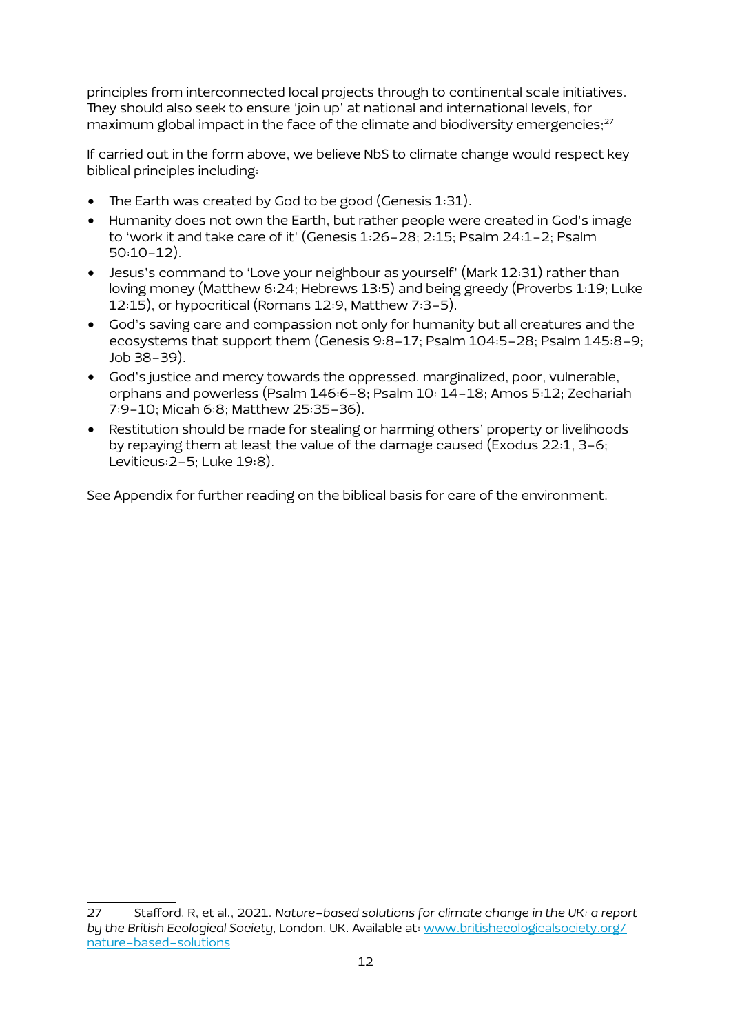principles from interconnected local projects through to continental scale initiatives. They should also seek to ensure 'join up' at national and international levels, for maximum global impact in the face of the climate and biodiversity emergencies;[27]

If carried out in the form above, we believe NbS to climate change would respect key biblical principles including:

- The Earth was created by God to be good (Genesis 1:31).
- Humanity does not own the Earth, but rather people were created in God's image to 'work it and take care of it' (Genesis 1:26–28; 2:15; Psalm 24:1–2; Psalm 50:10–12).
- Jesus's command to 'Love your neighbour as yourself' (Mark 12:31) rather than loving money (Matthew 6:24; Hebrews 13:5) and being greedy (Proverbs 1:19; Luke 12:15), or hypocritical (Romans 12:9, Matthew 7:3–5).
- God's saving care and compassion not only for humanity but all creatures and the ecosystems that support them (Genesis 9:8–17; Psalm 104:5–28; Psalm 145:8–9; Job 38–39).
- God's justice and mercy towards the oppressed, marginalized, poor, vulnerable, orphans and powerless (Psalm 146:6–8; Psalm 10: 14–18; Amos 5:12; Zechariah 7:9–10; Micah 6:8; Matthew 25:35–36).
- Restitution should be made for stealing or harming others' property or livelihoods by repaying them at least the value of the damage caused (Exodus 22:1, 3–6; Leviticus:2–5; Luke 19:8).

See Appendix for further reading on the biblical basis for care of the environment.

---

27 Stafford, R, et al., 2021. *Nature-based solutions for climate change in the UK: a report by the British Ecological Society*, London, UK. Available at: [www.britishecologicalsociety.org/nature-based-solutions](www.britishecologicalsociety.org/nature-based-solutions)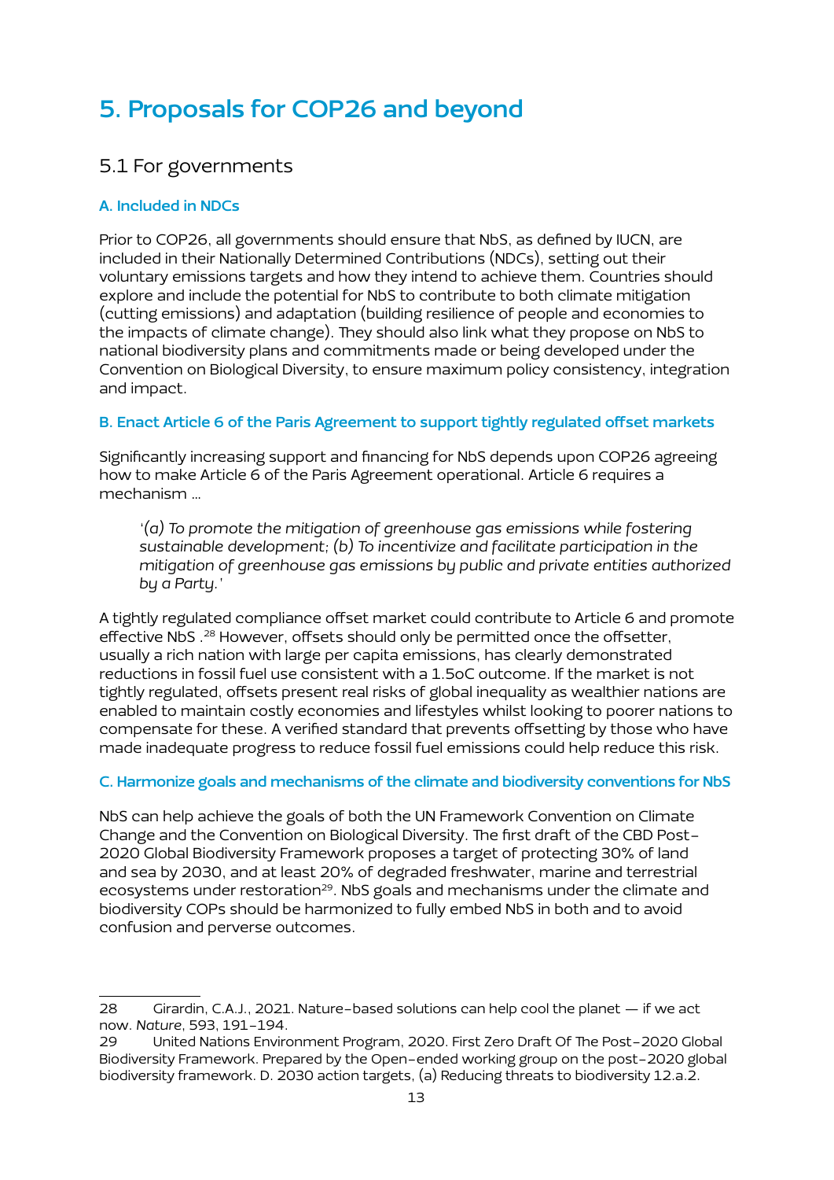# 5. Proposals for COP26 and beyond

## 5.1 For governments

### A. Included in NDCs

Prior to COP26, all governments should ensure that NbS, as defined by IUCN, are included in their Nationally Determined Contributions (NDCs), setting out their voluntary emissions targets and how they intend to achieve them. Countries should explore and include the potential for NbS to contribute to both climate mitigation (cutting emissions) and adaptation (building resilience of people and economies to the impacts of climate change). They should also link what they propose on NbS to national biodiversity plans and commitments made or being developed under the Convention on Biological Diversity, to ensure maximum policy consistency, integration and impact.

### B. Enact Article 6 of the Paris Agreement to support tightly regulated offset markets

Significantly increasing support and financing for NbS depends upon COP26 agreeing how to make Article 6 of the Paris Agreement operational. Article 6 requires a mechanism …

> *'(a) To promote the mitigation of greenhouse gas emissions while fostering sustainable development; (b) To incentivize and facilitate participation in the mitigation of greenhouse gas emissions by public and private entities authorized by a Party.'*

A tightly regulated compliance offset market could contribute to Article 6 and promote effective NbS .[28] However, offsets should only be permitted once the offsetter, usually a rich nation with large per capita emissions, has clearly demonstrated reductions in fossil fuel use consistent with a 1.5oC outcome. If the market is not tightly regulated, offsets present real risks of global inequality as wealthier nations are enabled to maintain costly economies and lifestyles whilst looking to poorer nations to compensate for these. A verified standard that prevents offsetting by those who have made inadequate progress to reduce fossil fuel emissions could help reduce this risk.

### C. Harmonize goals and mechanisms of the climate and biodiversity conventions for NbS

NbS can help achieve the goals of both the UN Framework Convention on Climate Change and the Convention on Biological Diversity. The first draft of the CBD Post-2020 Global Biodiversity Framework proposes a target of protecting 30% of land and sea by 2030, and at least 20% of degraded freshwater, marine and terrestrial ecosystems under restoration[29]. NbS goals and mechanisms under the climate and biodiversity COPs should be harmonized to fully embed NbS in both and to avoid confusion and perverse outcomes.

---

28 Girardin, C.A.J., 2021. Nature-based solutions can help cool the planet — if we act now. *Nature*, 593, 191-194.

29 United Nations Environment Program, 2020. First Zero Draft Of The Post-2020 Global Biodiversity Framework. Prepared by the Open-ended working group on the post-2020 global biodiversity framework. D. 2030 action targets, (a) Reducing threats to biodiversity 12.a.2.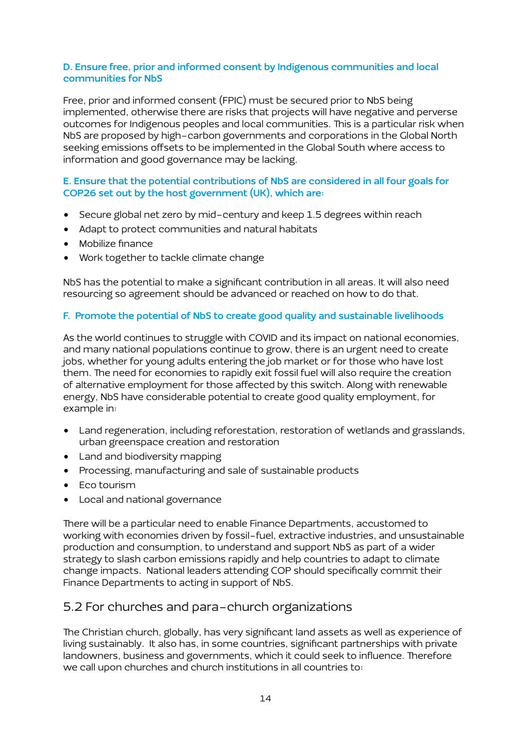### D. Ensure free, prior and informed consent by Indigenous communities and local communities for NbS

Free, prior and informed consent (FPIC) must be secured prior to NbS being implemented, otherwise there are risks that projects will have negative and perverse outcomes for Indigenous peoples and local communities. This is a particular risk when NbS are proposed by high-carbon governments and corporations in the Global North seeking emissions offsets to be implemented in the Global South where access to information and good governance may be lacking.

### E. Ensure that the potential contributions of NbS are considered in all four goals for COP26 set out by the host government (UK), which are:

- Secure global net zero by mid-century and keep 1.5 degrees within reach
- Adapt to protect communities and natural habitats
- Mobilize finance
- Work together to tackle climate change

NbS has the potential to make a significant contribution in all areas. It will also need resourcing so agreement should be advanced or reached on how to do that.

### F. Promote the potential of NbS to create good quality and sustainable livelihoods

As the world continues to struggle with COVID and its impact on national economies, and many national populations continue to grow, there is an urgent need to create jobs, whether for young adults entering the job market or for those who have lost them. The need for economies to rapidly exit fossil fuel will also require the creation of alternative employment for those affected by this switch. Along with renewable energy, NbS have considerable potential to create good quality employment, for example in:

- Land regeneration, including reforestation, restoration of wetlands and grasslands, urban greenspace creation and restoration
- Land and biodiversity mapping
- Processing, manufacturing and sale of sustainable products
- Eco tourism
- Local and national governance

There will be a particular need to enable Finance Departments, accustomed to working with economies driven by fossil-fuel, extractive industries, and unsustainable production and consumption, to understand and support NbS as part of a wider strategy to slash carbon emissions rapidly and help countries to adapt to climate change impacts. National leaders attending COP should specifically commit their Finance Departments to acting in support of NbS.

## 5.2 For churches and para-church organizations

The Christian church, globally, has very significant land assets as well as experience of living sustainably. It also has, in some countries, significant partnerships with private landowners, business and governments, which it could seek to influence. Therefore we call upon churches and church institutions in all countries to: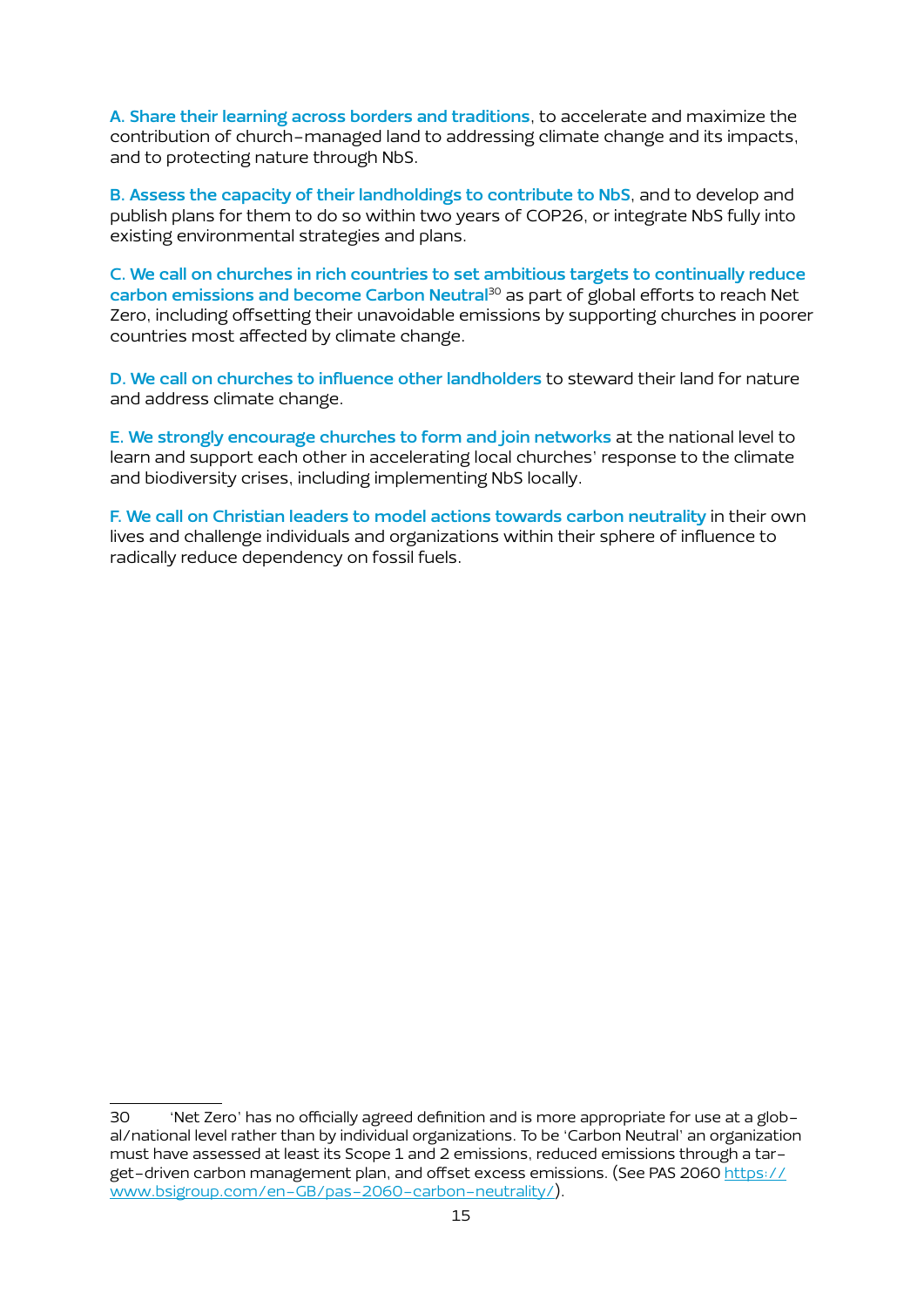**A. Share their learning across borders and traditions**, to accelerate and maximize the contribution of church-managed land to addressing climate change and its impacts, and to protecting nature through NbS.

**B. Assess the capacity of their landholdings to contribute to NbS**, and to develop and publish plans for them to do so within two years of COP26, or integrate NbS fully into existing environmental strategies and plans.

**C. We call on churches in rich countries to set ambitious targets to continually reduce carbon emissions and become Carbon Neutral**[30] as part of global efforts to reach Net Zero, including offsetting their unavoidable emissions by supporting churches in poorer countries most affected by climate change.

**D. We call on churches to influence other landholders** to steward their land for nature and address climate change.

**E. We strongly encourage churches to form and join networks** at the national level to learn and support each other in accelerating local churches' response to the climate and biodiversity crises, including implementing NbS locally.

**F. We call on Christian leaders to model actions towards carbon neutrality** in their own lives and challenge individuals and organizations within their sphere of influence to radically reduce dependency on fossil fuels.

---

30 'Net Zero' has no officially agreed definition and is more appropriate for use at a global/national level rather than by individual organizations. To be 'Carbon Neutral' an organization must have assessed at least its Scope 1 and 2 emissions, reduced emissions through a target-driven carbon management plan, and offset excess emissions. (See PAS 2060 [https://www.bsigroup.com/en-GB/pas-2060-carbon-neutrality/](https://www.bsigroup.com/en-GB/pas-2060-carbon-neutrality/)).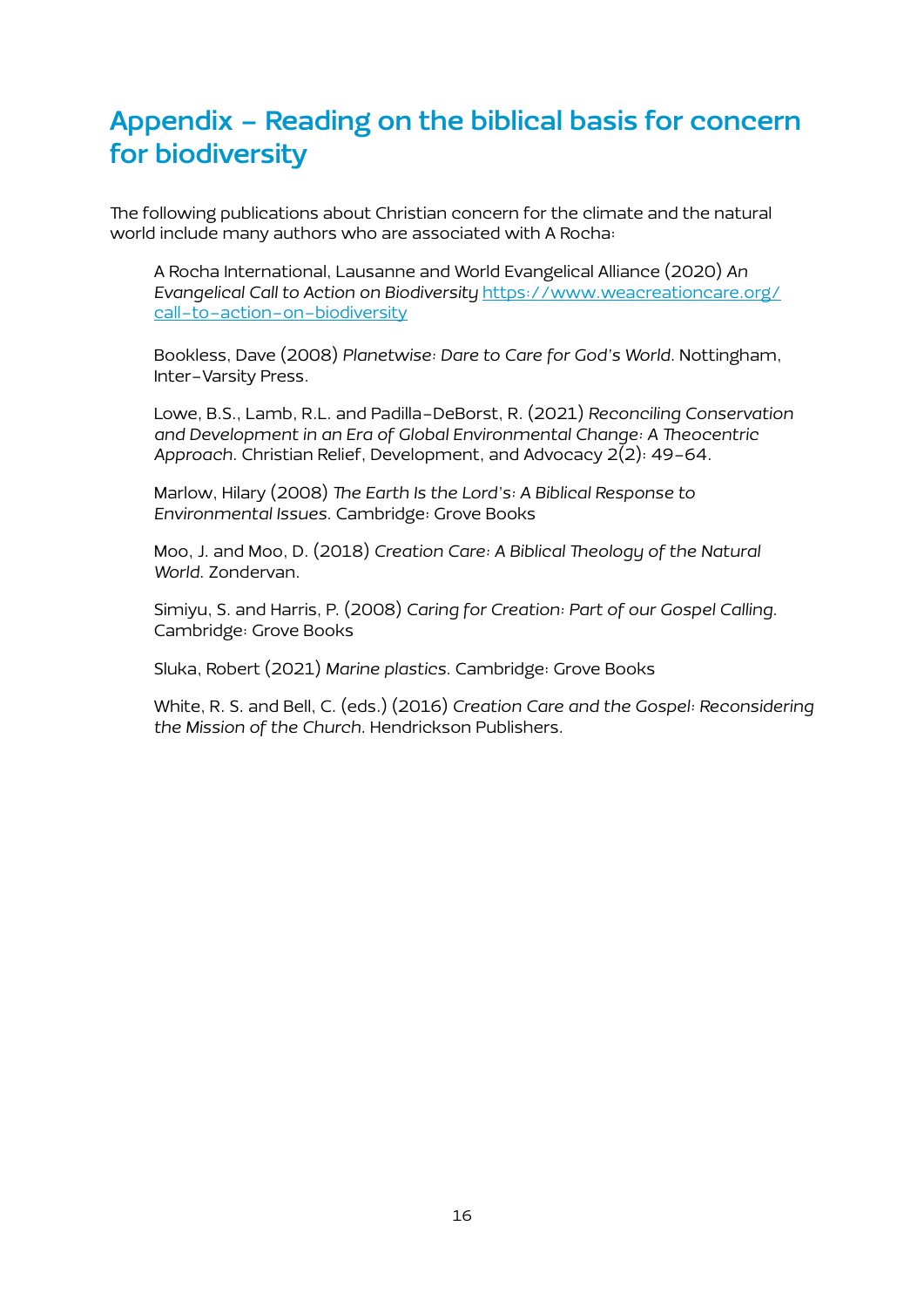# Appendix – Reading on the biblical basis for concern for biodiversity

The following publications about Christian concern for the climate and the natural world include many authors who are associated with A Rocha:

A Rocha International, Lausanne and World Evangelical Alliance (2020) *An Evangelical Call to Action on Biodiversity* [https://www.weacreationcare.org/call-to-action-on-biodiversity](https://www.weacreationcare.org/call-to-action-on-biodiversity)

Bookless, Dave (2008) *Planetwise: Dare to Care for God's World*. Nottingham, Inter-Varsity Press.

Lowe, B.S., Lamb, R.L. and Padilla-DeBorst, R. (2021) *Reconciling Conservation and Development in an Era of Global Environmental Change: A Theocentric Approach*. Christian Relief, Development, and Advocacy 2(2): 49–64.

Marlow, Hilary (2008) *The Earth Is the Lord's: A Biblical Response to Environmental Issues*. Cambridge: Grove Books

Moo, J. and Moo, D. (2018) *Creation Care: A Biblical Theology of the Natural World*. Zondervan.

Simiyu, S. and Harris, P. (2008) *Caring for Creation: Part of our Gospel Calling*. Cambridge: Grove Books

Sluka, Robert (2021) *Marine plastics*. Cambridge: Grove Books

White, R. S. and Bell, C. (eds.) (2016) *Creation Care and the Gospel: Reconsidering the Mission of the Church*. Hendrickson Publishers.